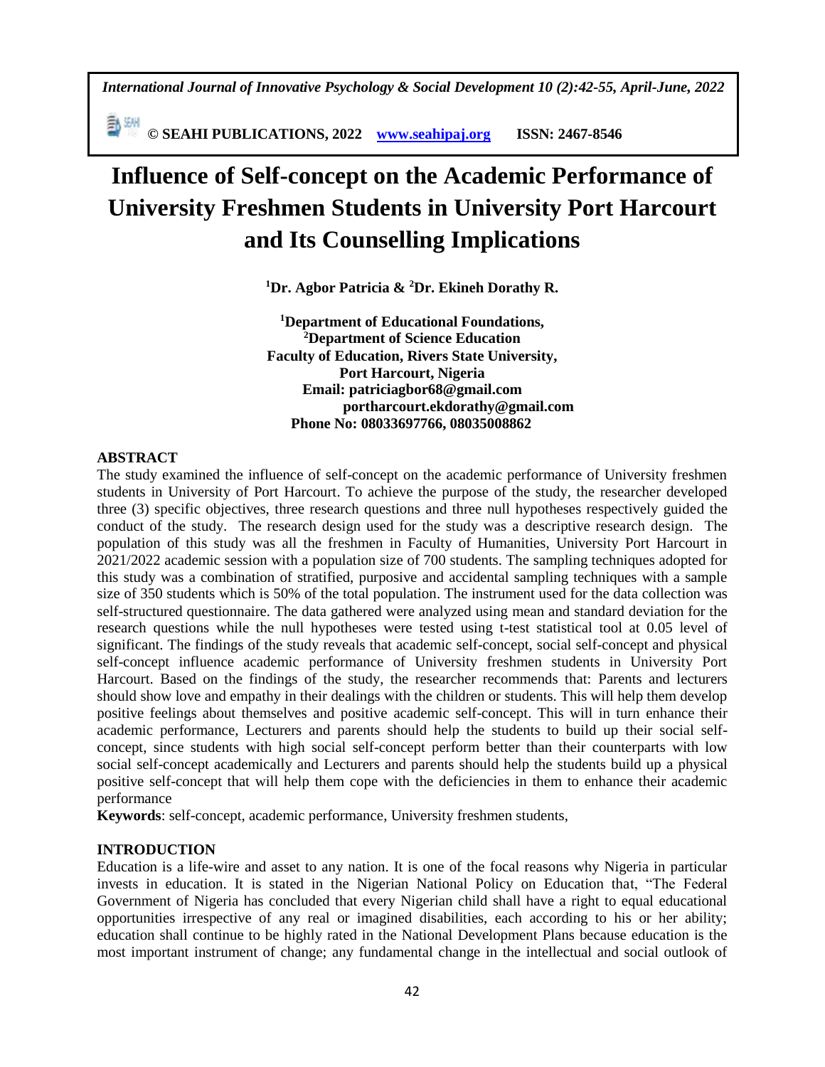# Influence of Self-concept on the Academic Performance of University Freshmen Students in University Port Harcourt and Its Counselling Implications

**[1]Dr. Agbor Patricia & [2]Dr. Ekineh Dorathy R.**

**[1]Department of Educational Foundations,**
**[2]Department of Science Education**
**Faculty of Education, Rivers State University,**
**Port Harcourt, Nigeria**
**Email: patriciagbor68@gmail.com**
**portharcourt.ekdorathy@gmail.com**
**Phone No: 08033697766, 08035008862**

## ABSTRACT

The study examined the influence of self-concept on the academic performance of University freshmen students in University of Port Harcourt. To achieve the purpose of the study, the researcher developed three (3) specific objectives, three research questions and three null hypotheses respectively guided the conduct of the study. The research design used for the study was a descriptive research design. The population of this study was all the freshmen in Faculty of Humanities, University Port Harcourt in 2021/2022 academic session with a population size of 700 students. The sampling techniques adopted for this study was a combination of stratified, purposive and accidental sampling techniques with a sample size of 350 students which is 50% of the total population. The instrument used for the data collection was self-structured questionnaire. The data gathered were analyzed using mean and standard deviation for the research questions while the null hypotheses were tested using t-test statistical tool at 0.05 level of significant. The findings of the study reveals that academic self-concept, social self-concept and physical self-concept influence academic performance of University freshmen students in University Port Harcourt. Based on the findings of the study, the researcher recommends that: Parents and lecturers should show love and empathy in their dealings with the children or students. This will help them develop positive feelings about themselves and positive academic self-concept. This will in turn enhance their academic performance, Lecturers and parents should help the students to build up their social self-concept, since students with high social self-concept perform better than their counterparts with low social self-concept academically and Lecturers and parents should help the students build up a physical positive self-concept that will help them cope with the deficiencies in them to enhance their academic performance

**Keywords**: self-concept, academic performance, University freshmen students,

## INTRODUCTION

Education is a life-wire and asset to any nation. It is one of the focal reasons why Nigeria in particular invests in education. It is stated in the Nigerian National Policy on Education that, "The Federal Government of Nigeria has concluded that every Nigerian child shall have a right to equal educational opportunities irrespective of any real or imagined disabilities, each according to his or her ability; education shall continue to be highly rated in the National Development Plans because education is the most important instrument of change; any fundamental change in the intellectual and social outlook of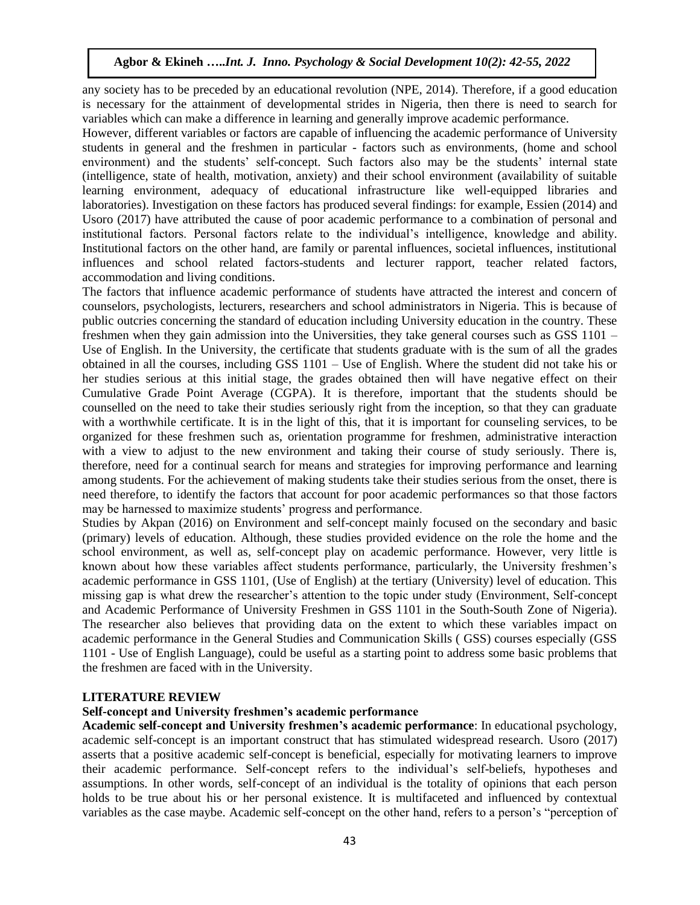any society has to be preceded by an educational revolution (NPE, 2014). Therefore, if a good education is necessary for the attainment of developmental strides in Nigeria, then there is need to search for variables which can make a difference in learning and generally improve academic performance.

However, different variables or factors are capable of influencing the academic performance of University students in general and the freshmen in particular - factors such as environments, (home and school environment) and the students' self-concept. Such factors also may be the students' internal state (intelligence, state of health, motivation, anxiety) and their school environment (availability of suitable learning environment, adequacy of educational infrastructure like well-equipped libraries and laboratories). Investigation on these factors has produced several findings: for example, Essien (2014) and Usoro (2017) have attributed the cause of poor academic performance to a combination of personal and institutional factors. Personal factors relate to the individual's intelligence, knowledge and ability. Institutional factors on the other hand, are family or parental influences, societal influences, institutional influences and school related factors-students and lecturer rapport, teacher related factors, accommodation and living conditions.

The factors that influence academic performance of students have attracted the interest and concern of counselors, psychologists, lecturers, researchers and school administrators in Nigeria. This is because of public outcries concerning the standard of education including University education in the country. These freshmen when they gain admission into the Universities, they take general courses such as GSS 1101 – Use of English. In the University, the certificate that students graduate with is the sum of all the grades obtained in all the courses, including GSS 1101 – Use of English. Where the student did not take his or her studies serious at this initial stage, the grades obtained then will have negative effect on their Cumulative Grade Point Average (CGPA). It is therefore, important that the students should be counselled on the need to take their studies seriously right from the inception, so that they can graduate with a worthwhile certificate. It is in the light of this, that it is important for counseling services, to be organized for these freshmen such as, orientation programme for freshmen, administrative interaction with a view to adjust to the new environment and taking their course of study seriously. There is, therefore, need for a continual search for means and strategies for improving performance and learning among students. For the achievement of making students take their studies serious from the onset, there is need therefore, to identify the factors that account for poor academic performances so that those factors may be harnessed to maximize students' progress and performance.

Studies by Akpan (2016) on Environment and self-concept mainly focused on the secondary and basic (primary) levels of education. Although, these studies provided evidence on the role the home and the school environment, as well as, self-concept play on academic performance. However, very little is known about how these variables affect students performance, particularly, the University freshmen's academic performance in GSS 1101, (Use of English) at the tertiary (University) level of education. This missing gap is what drew the researcher's attention to the topic under study (Environment, Self-concept and Academic Performance of University Freshmen in GSS 1101 in the South-South Zone of Nigeria). The researcher also believes that providing data on the extent to which these variables impact on academic performance in the General Studies and Communication Skills ( GSS) courses especially (GSS 1101 - Use of English Language), could be useful as a starting point to address some basic problems that the freshmen are faced with in the University.

## LITERATURE REVIEW

### Self-concept and University freshmen's academic performance

**Academic self-concept and University freshmen's academic performance**: In educational psychology, academic self-concept is an important construct that has stimulated widespread research. Usoro (2017) asserts that a positive academic self-concept is beneficial, especially for motivating learners to improve their academic performance. Self-concept refers to the individual's self-beliefs, hypotheses and assumptions. In other words, self-concept of an individual is the totality of opinions that each person holds to be true about his or her personal existence. It is multifaceted and influenced by contextual variables as the case maybe. Academic self-concept on the other hand, refers to a person's "perception of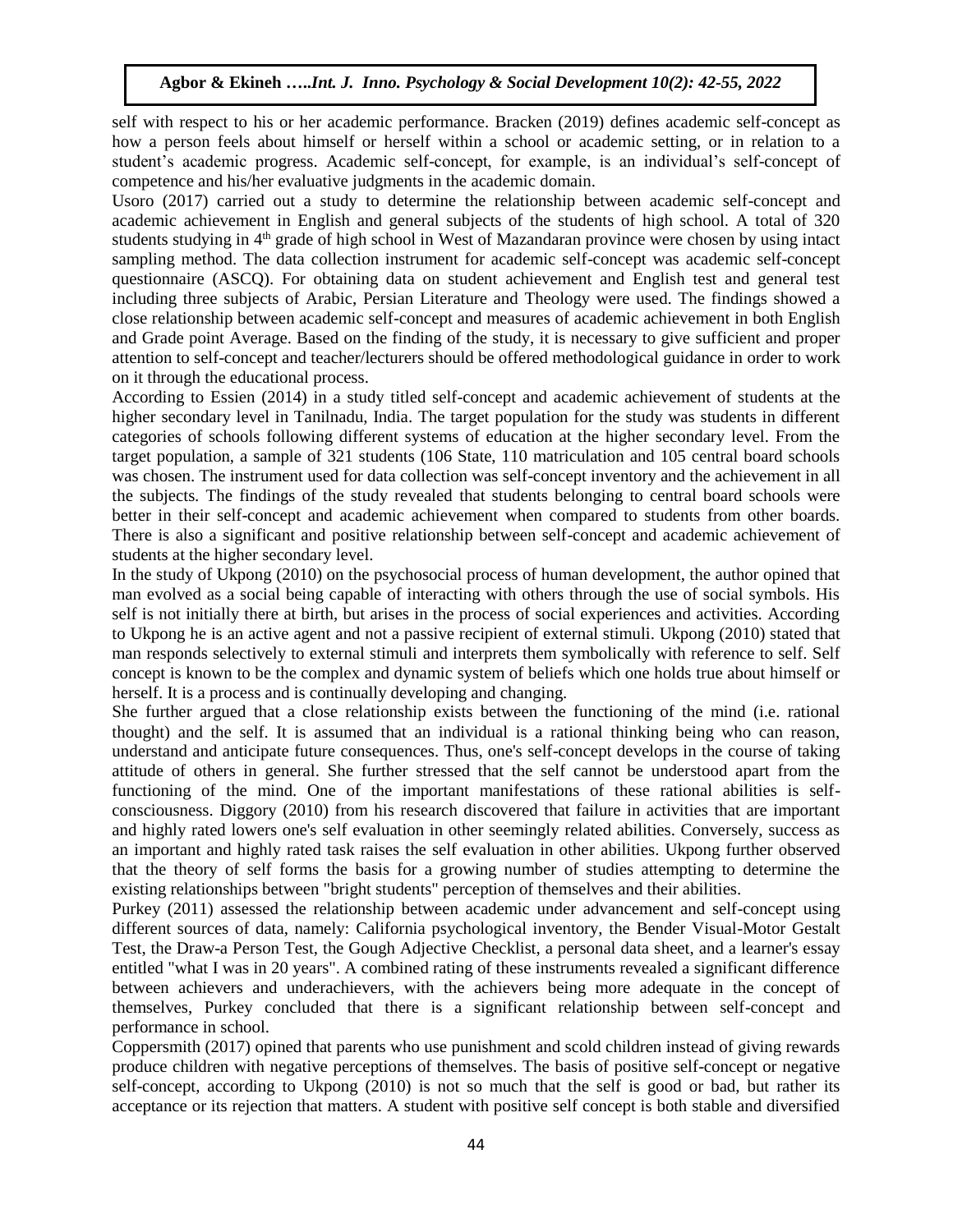self with respect to his or her academic performance. Bracken (2019) defines academic self-concept as how a person feels about himself or herself within a school or academic setting, or in relation to a student's academic progress. Academic self-concept, for example, is an individual's self-concept of competence and his/her evaluative judgments in the academic domain.

Usoro (2017) carried out a study to determine the relationship between academic self-concept and academic achievement in English and general subjects of the students of high school. A total of 320 students studying in 4th grade of high school in West of Mazandaran province were chosen by using intact sampling method. The data collection instrument for academic self-concept was academic self-concept questionnaire (ASCQ). For obtaining data on student achievement and English test and general test including three subjects of Arabic, Persian Literature and Theology were used. The findings showed a close relationship between academic self-concept and measures of academic achievement in both English and Grade point Average. Based on the finding of the study, it is necessary to give sufficient and proper attention to self-concept and teacher/lecturers should be offered methodological guidance in order to work on it through the educational process.

According to Essien (2014) in a study titled self-concept and academic achievement of students at the higher secondary level in Tanilnadu, India. The target population for the study was students in different categories of schools following different systems of education at the higher secondary level. From the target population, a sample of 321 students (106 State, 110 matriculation and 105 central board schools was chosen. The instrument used for data collection was self-concept inventory and the achievement in all the subjects. The findings of the study revealed that students belonging to central board schools were better in their self-concept and academic achievement when compared to students from other boards. There is also a significant and positive relationship between self-concept and academic achievement of students at the higher secondary level.

In the study of Ukpong (2010) on the psychosocial process of human development, the author opined that man evolved as a social being capable of interacting with others through the use of social symbols. His self is not initially there at birth, but arises in the process of social experiences and activities. According to Ukpong he is an active agent and not a passive recipient of external stimuli. Ukpong (2010) stated that man responds selectively to external stimuli and interprets them symbolically with reference to self. Self concept is known to be the complex and dynamic system of beliefs which one holds true about himself or herself. It is a process and is continually developing and changing.

She further argued that a close relationship exists between the functioning of the mind (i.e. rational thought) and the self. It is assumed that an individual is a rational thinking being who can reason, understand and anticipate future consequences. Thus, one's self-concept develops in the course of taking attitude of others in general. She further stressed that the self cannot be understood apart from the functioning of the mind. One of the important manifestations of these rational abilities is self-consciousness. Diggory (2010) from his research discovered that failure in activities that are important and highly rated lowers one's self evaluation in other seemingly related abilities. Conversely, success as an important and highly rated task raises the self evaluation in other abilities. Ukpong further observed that the theory of self forms the basis for a growing number of studies attempting to determine the existing relationships between "bright students" perception of themselves and their abilities.

Purkey (2011) assessed the relationship between academic under advancement and self-concept using different sources of data, namely: California psychological inventory, the Bender Visual-Motor Gestalt Test, the Draw-a Person Test, the Gough Adjective Checklist, a personal data sheet, and a learner's essay entitled "what I was in 20 years". A combined rating of these instruments revealed a significant difference between achievers and underachievers, with the achievers being more adequate in the concept of themselves, Purkey concluded that there is a significant relationship between self-concept and performance in school.

Coppersmith (2017) opined that parents who use punishment and scold children instead of giving rewards produce children with negative perceptions of themselves. The basis of positive self-concept or negative self-concept, according to Ukpong (2010) is not so much that the self is good or bad, but rather its acceptance or its rejection that matters. A student with positive self concept is both stable and diversified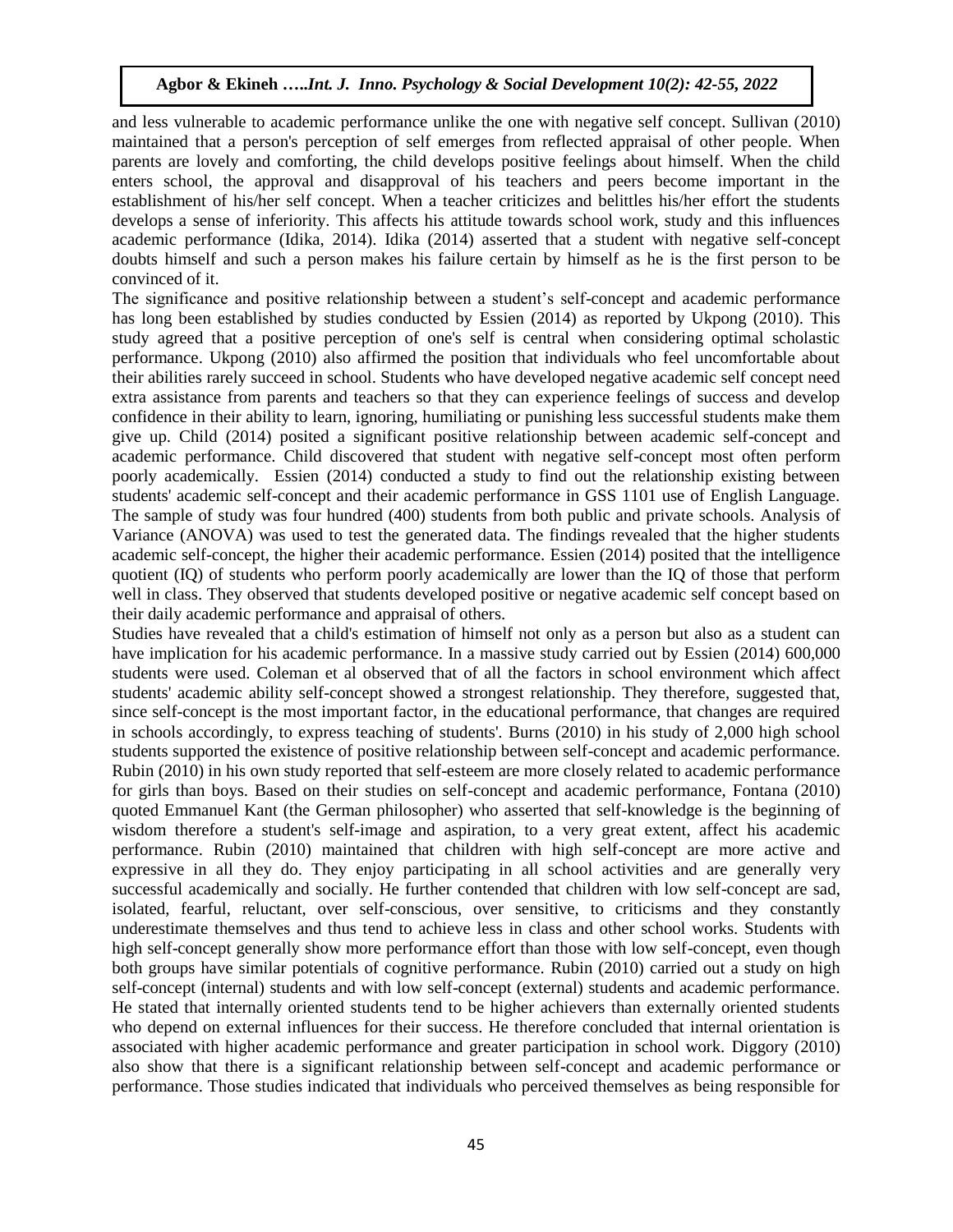and less vulnerable to academic performance unlike the one with negative self concept. Sullivan (2010) maintained that a person's perception of self emerges from reflected appraisal of other people. When parents are lovely and comforting, the child develops positive feelings about himself. When the child enters school, the approval and disapproval of his teachers and peers become important in the establishment of his/her self concept. When a teacher criticizes and belittles his/her effort the students develops a sense of inferiority. This affects his attitude towards school work, study and this influences academic performance (Idika, 2014). Idika (2014) asserted that a student with negative self-concept doubts himself and such a person makes his failure certain by himself as he is the first person to be convinced of it.

The significance and positive relationship between a student's self-concept and academic performance has long been established by studies conducted by Essien (2014) as reported by Ukpong (2010). This study agreed that a positive perception of one's self is central when considering optimal scholastic performance. Ukpong (2010) also affirmed the position that individuals who feel uncomfortable about their abilities rarely succeed in school. Students who have developed negative academic self concept need extra assistance from parents and teachers so that they can experience feelings of success and develop confidence in their ability to learn, ignoring, humiliating or punishing less successful students make them give up. Child (2014) posited a significant positive relationship between academic self-concept and academic performance. Child discovered that student with negative self-concept most often perform poorly academically. Essien (2014) conducted a study to find out the relationship existing between students' academic self-concept and their academic performance in GSS 1101 use of English Language. The sample of study was four hundred (400) students from both public and private schools. Analysis of Variance (ANOVA) was used to test the generated data. The findings revealed that the higher students academic self-concept, the higher their academic performance. Essien (2014) posited that the intelligence quotient (IQ) of students who perform poorly academically are lower than the IQ of those that perform well in class. They observed that students developed positive or negative academic self concept based on their daily academic performance and appraisal of others.

Studies have revealed that a child's estimation of himself not only as a person but also as a student can have implication for his academic performance. In a massive study carried out by Essien (2014) 600,000 students were used. Coleman et al observed that of all the factors in school environment which affect students' academic ability self-concept showed a strongest relationship. They therefore, suggested that, since self-concept is the most important factor, in the educational performance, that changes are required in schools accordingly, to express teaching of students'. Burns (2010) in his study of 2,000 high school students supported the existence of positive relationship between self-concept and academic performance. Rubin (2010) in his own study reported that self-esteem are more closely related to academic performance for girls than boys. Based on their studies on self-concept and academic performance, Fontana (2010) quoted Emmanuel Kant (the German philosopher) who asserted that self-knowledge is the beginning of wisdom therefore a student's self-image and aspiration, to a very great extent, affect his academic performance. Rubin (2010) maintained that children with high self-concept are more active and expressive in all they do. They enjoy participating in all school activities and are generally very successful academically and socially. He further contended that children with low self-concept are sad, isolated, fearful, reluctant, over self-conscious, over sensitive, to criticisms and they constantly underestimate themselves and thus tend to achieve less in class and other school works. Students with high self-concept generally show more performance effort than those with low self-concept, even though both groups have similar potentials of cognitive performance. Rubin (2010) carried out a study on high self-concept (internal) students and with low self-concept (external) students and academic performance. He stated that internally oriented students tend to be higher achievers than externally oriented students who depend on external influences for their success. He therefore concluded that internal orientation is associated with higher academic performance and greater participation in school work. Diggory (2010) also show that there is a significant relationship between self-concept and academic performance or performance. Those studies indicated that individuals who perceived themselves as being responsible for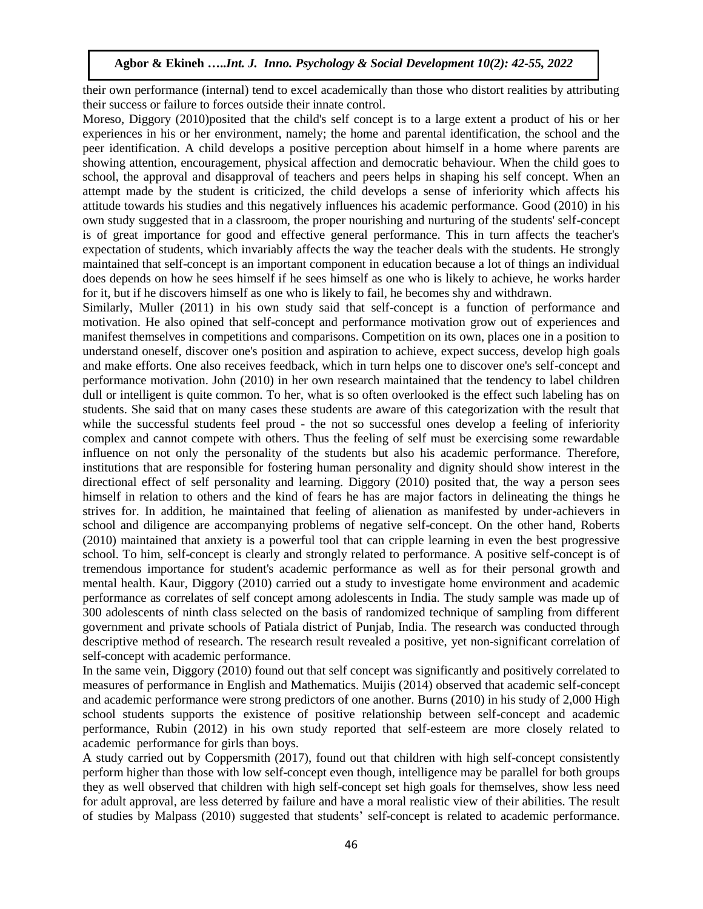their own performance (internal) tend to excel academically than those who distort realities by attributing their success or failure to forces outside their innate control.

Moreso, Diggory (2010)posited that the child's self concept is to a large extent a product of his or her experiences in his or her environment, namely; the home and parental identification, the school and the peer identification. A child develops a positive perception about himself in a home where parents are showing attention, encouragement, physical affection and democratic behaviour. When the child goes to school, the approval and disapproval of teachers and peers helps in shaping his self concept. When an attempt made by the student is criticized, the child develops a sense of inferiority which affects his attitude towards his studies and this negatively influences his academic performance. Good (2010) in his own study suggested that in a classroom, the proper nourishing and nurturing of the students' self-concept is of great importance for good and effective general performance. This in turn affects the teacher's expectation of students, which invariably affects the way the teacher deals with the students. He strongly maintained that self-concept is an important component in education because a lot of things an individual does depends on how he sees himself if he sees himself as one who is likely to achieve, he works harder for it, but if he discovers himself as one who is likely to fail, he becomes shy and withdrawn.

Similarly, Muller (2011) in his own study said that self-concept is a function of performance and motivation. He also opined that self-concept and performance motivation grow out of experiences and manifest themselves in competitions and comparisons. Competition on its own, places one in a position to understand oneself, discover one's position and aspiration to achieve, expect success, develop high goals and make efforts. One also receives feedback, which in turn helps one to discover one's self-concept and performance motivation. John (2010) in her own research maintained that the tendency to label children dull or intelligent is quite common. To her, what is so often overlooked is the effect such labeling has on students. She said that on many cases these students are aware of this categorization with the result that while the successful students feel proud - the not so successful ones develop a feeling of inferiority complex and cannot compete with others. Thus the feeling of self must be exercising some rewardable influence on not only the personality of the students but also his academic performance. Therefore, institutions that are responsible for fostering human personality and dignity should show interest in the directional effect of self personality and learning. Diggory (2010) posited that, the way a person sees himself in relation to others and the kind of fears he has are major factors in delineating the things he strives for. In addition, he maintained that feeling of alienation as manifested by under-achievers in school and diligence are accompanying problems of negative self-concept. On the other hand, Roberts (2010) maintained that anxiety is a powerful tool that can cripple learning in even the best progressive school. To him, self-concept is clearly and strongly related to performance. A positive self-concept is of tremendous importance for student's academic performance as well as for their personal growth and mental health. Kaur, Diggory (2010) carried out a study to investigate home environment and academic performance as correlates of self concept among adolescents in India. The study sample was made up of 300 adolescents of ninth class selected on the basis of randomized technique of sampling from different government and private schools of Patiala district of Punjab, India. The research was conducted through descriptive method of research. The research result revealed a positive, yet non-significant correlation of self-concept with academic performance.

In the same vein, Diggory (2010) found out that self concept was significantly and positively correlated to measures of performance in English and Mathematics. Muijis (2014) observed that academic self-concept and academic performance were strong predictors of one another. Burns (2010) in his study of 2,000 High school students supports the existence of positive relationship between self-concept and academic performance, Rubin (2012) in his own study reported that self-esteem are more closely related to academic performance for girls than boys.

A study carried out by Coppersmith (2017), found out that children with high self-concept consistently perform higher than those with low self-concept even though, intelligence may be parallel for both groups they as well observed that children with high self-concept set high goals for themselves, show less need for adult approval, are less deterred by failure and have a moral realistic view of their abilities. The result of studies by Malpass (2010) suggested that students' self-concept is related to academic performance.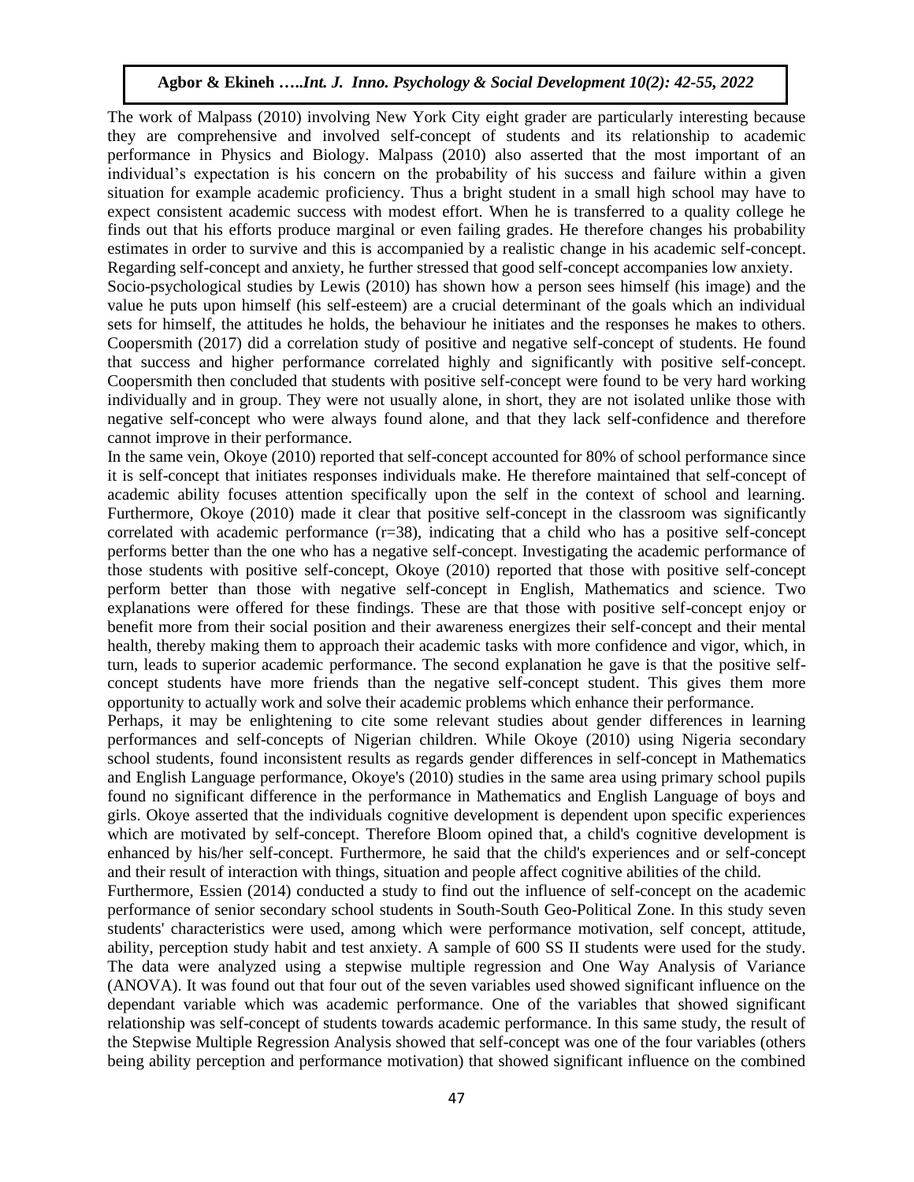The work of Malpass (2010) involving New York City eight grader are particularly interesting because they are comprehensive and involved self-concept of students and its relationship to academic performance in Physics and Biology. Malpass (2010) also asserted that the most important of an individual's expectation is his concern on the probability of his success and failure within a given situation for example academic proficiency. Thus a bright student in a small high school may have to expect consistent academic success with modest effort. When he is transferred to a quality college he finds out that his efforts produce marginal or even failing grades. He therefore changes his probability estimates in order to survive and this is accompanied by a realistic change in his academic self-concept. Regarding self-concept and anxiety, he further stressed that good self-concept accompanies low anxiety.

Socio-psychological studies by Lewis (2010) has shown how a person sees himself (his image) and the value he puts upon himself (his self-esteem) are a crucial determinant of the goals which an individual sets for himself, the attitudes he holds, the behaviour he initiates and the responses he makes to others. Coopersmith (2017) did a correlation study of positive and negative self-concept of students. He found that success and higher performance correlated highly and significantly with positive self-concept. Coopersmith then concluded that students with positive self-concept were found to be very hard working individually and in group. They were not usually alone, in short, they are not isolated unlike those with negative self-concept who were always found alone, and that they lack self-confidence and therefore cannot improve in their performance.

In the same vein, Okoye (2010) reported that self-concept accounted for 80% of school performance since it is self-concept that initiates responses individuals make. He therefore maintained that self-concept of academic ability focuses attention specifically upon the self in the context of school and learning. Furthermore, Okoye (2010) made it clear that positive self-concept in the classroom was significantly correlated with academic performance (r=38), indicating that a child who has a positive self-concept performs better than the one who has a negative self-concept. Investigating the academic performance of those students with positive self-concept, Okoye (2010) reported that those with positive self-concept perform better than those with negative self-concept in English, Mathematics and science. Two explanations were offered for these findings. These are that those with positive self-concept enjoy or benefit more from their social position and their awareness energizes their self-concept and their mental health, thereby making them to approach their academic tasks with more confidence and vigor, which, in turn, leads to superior academic performance. The second explanation he gave is that the positive self-concept students have more friends than the negative self-concept student. This gives them more opportunity to actually work and solve their academic problems which enhance their performance.

Perhaps, it may be enlightening to cite some relevant studies about gender differences in learning performances and self-concepts of Nigerian children. While Okoye (2010) using Nigeria secondary school students, found inconsistent results as regards gender differences in self-concept in Mathematics and English Language performance, Okoye's (2010) studies in the same area using primary school pupils found no significant difference in the performance in Mathematics and English Language of boys and girls. Okoye asserted that the individuals cognitive development is dependent upon specific experiences which are motivated by self-concept. Therefore Bloom opined that, a child's cognitive development is enhanced by his/her self-concept. Furthermore, he said that the child's experiences and or self-concept and their result of interaction with things, situation and people affect cognitive abilities of the child.

Furthermore, Essien (2014) conducted a study to find out the influence of self-concept on the academic performance of senior secondary school students in South-South Geo-Political Zone. In this study seven students' characteristics were used, among which were performance motivation, self concept, attitude, ability, perception study habit and test anxiety. A sample of 600 SS II students were used for the study. The data were analyzed using a stepwise multiple regression and One Way Analysis of Variance (ANOVA). It was found out that four out of the seven variables used showed significant influence on the dependant variable which was academic performance. One of the variables that showed significant relationship was self-concept of students towards academic performance. In this same study, the result of the Stepwise Multiple Regression Analysis showed that self-concept was one of the four variables (others being ability perception and performance motivation) that showed significant influence on the combined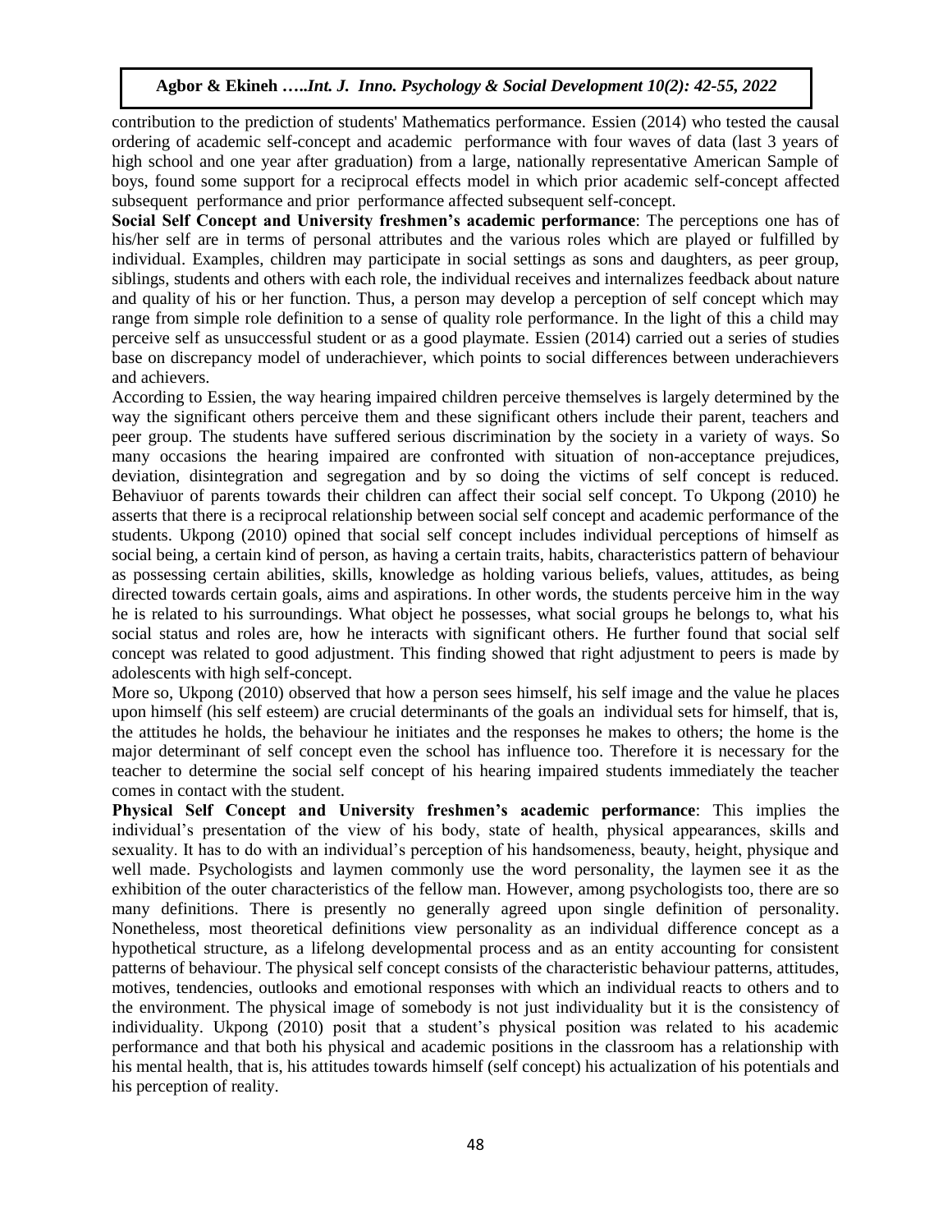contribution to the prediction of students' Mathematics performance. Essien (2014) who tested the causal ordering of academic self-concept and academic performance with four waves of data (last 3 years of high school and one year after graduation) from a large, nationally representative American Sample of boys, found some support for a reciprocal effects model in which prior academic self-concept affected subsequent performance and prior performance affected subsequent self-concept.

**Social Self Concept and University freshmen's academic performance**: The perceptions one has of his/her self are in terms of personal attributes and the various roles which are played or fulfilled by individual. Examples, children may participate in social settings as sons and daughters, as peer group, siblings, students and others with each role, the individual receives and internalizes feedback about nature and quality of his or her function. Thus, a person may develop a perception of self concept which may range from simple role definition to a sense of quality role performance. In the light of this a child may perceive self as unsuccessful student or as a good playmate. Essien (2014) carried out a series of studies base on discrepancy model of underachiever, which points to social differences between underachievers and achievers.

According to Essien, the way hearing impaired children perceive themselves is largely determined by the way the significant others perceive them and these significant others include their parent, teachers and peer group. The students have suffered serious discrimination by the society in a variety of ways. So many occasions the hearing impaired are confronted with situation of non-acceptance prejudices, deviation, disintegration and segregation and by so doing the victims of self concept is reduced. Behaviuor of parents towards their children can affect their social self concept. To Ukpong (2010) he asserts that there is a reciprocal relationship between social self concept and academic performance of the students. Ukpong (2010) opined that social self concept includes individual perceptions of himself as social being, a certain kind of person, as having a certain traits, habits, characteristics pattern of behaviour as possessing certain abilities, skills, knowledge as holding various beliefs, values, attitudes, as being directed towards certain goals, aims and aspirations. In other words, the students perceive him in the way he is related to his surroundings. What object he possesses, what social groups he belongs to, what his social status and roles are, how he interacts with significant others. He further found that social self concept was related to good adjustment. This finding showed that right adjustment to peers is made by adolescents with high self-concept.

More so, Ukpong (2010) observed that how a person sees himself, his self image and the value he places upon himself (his self esteem) are crucial determinants of the goals an individual sets for himself, that is, the attitudes he holds, the behaviour he initiates and the responses he makes to others; the home is the major determinant of self concept even the school has influence too. Therefore it is necessary for the teacher to determine the social self concept of his hearing impaired students immediately the teacher comes in contact with the student.

**Physical Self Concept and University freshmen's academic performance**: This implies the individual's presentation of the view of his body, state of health, physical appearances, skills and sexuality. It has to do with an individual's perception of his handsomeness, beauty, height, physique and well made. Psychologists and laymen commonly use the word personality, the laymen see it as the exhibition of the outer characteristics of the fellow man. However, among psychologists too, there are so many definitions. There is presently no generally agreed upon single definition of personality. Nonetheless, most theoretical definitions view personality as an individual difference concept as a hypothetical structure, as a lifelong developmental process and as an entity accounting for consistent patterns of behaviour. The physical self concept consists of the characteristic behaviour patterns, attitudes, motives, tendencies, outlooks and emotional responses with which an individual reacts to others and to the environment. The physical image of somebody is not just individuality but it is the consistency of individuality. Ukpong (2010) posit that a student's physical position was related to his academic performance and that both his physical and academic positions in the classroom has a relationship with his mental health, that is, his attitudes towards himself (self concept) his actualization of his potentials and his perception of reality.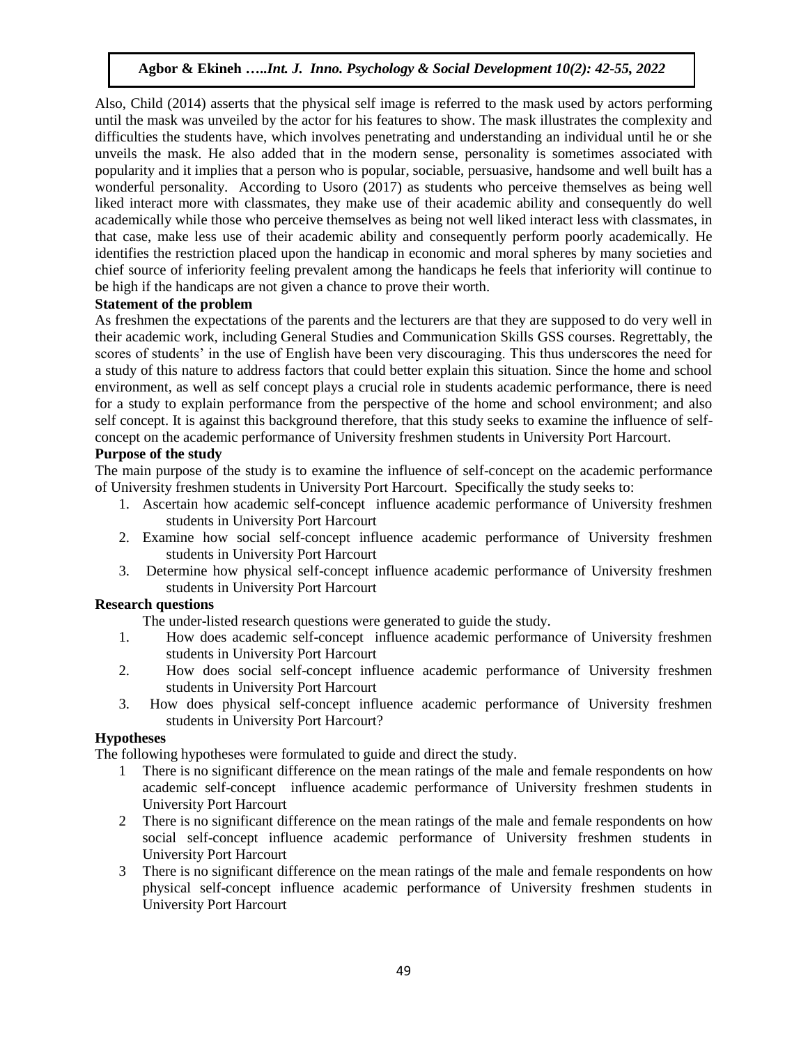Also, Child (2014) asserts that the physical self image is referred to the mask used by actors performing until the mask was unveiled by the actor for his features to show. The mask illustrates the complexity and difficulties the students have, which involves penetrating and understanding an individual until he or she unveils the mask. He also added that in the modern sense, personality is sometimes associated with popularity and it implies that a person who is popular, sociable, persuasive, handsome and well built has a wonderful personality. According to Usoro (2017) as students who perceive themselves as being well liked interact more with classmates, they make use of their academic ability and consequently do well academically while those who perceive themselves as being not well liked interact less with classmates, in that case, make less use of their academic ability and consequently perform poorly academically. He identifies the restriction placed upon the handicap in economic and moral spheres by many societies and chief source of inferiority feeling prevalent among the handicaps he feels that inferiority will continue to be high if the handicaps are not given a chance to prove their worth.

**Statement of the problem**

As freshmen the expectations of the parents and the lecturers are that they are supposed to do very well in their academic work, including General Studies and Communication Skills GSS courses. Regrettably, the scores of students' in the use of English have been very discouraging. This thus underscores the need for a study of this nature to address factors that could better explain this situation. Since the home and school environment, as well as self concept plays a crucial role in students academic performance, there is need for a study to explain performance from the perspective of the home and school environment; and also self concept. It is against this background therefore, that this study seeks to examine the influence of self-concept on the academic performance of University freshmen students in University Port Harcourt.

**Purpose of the study**

The main purpose of the study is to examine the influence of self-concept on the academic performance of University freshmen students in University Port Harcourt. Specifically the study seeks to:

1. Ascertain how academic self-concept influence academic performance of University freshmen students in University Port Harcourt
2. Examine how social self-concept influence academic performance of University freshmen students in University Port Harcourt
3. Determine how physical self-concept influence academic performance of University freshmen students in University Port Harcourt

**Research questions**

The under-listed research questions were generated to guide the study.

1. How does academic self-concept influence academic performance of University freshmen students in University Port Harcourt
2. How does social self-concept influence academic performance of University freshmen students in University Port Harcourt
3. How does physical self-concept influence academic performance of University freshmen students in University Port Harcourt?

**Hypotheses**

The following hypotheses were formulated to guide and direct the study.

1. There is no significant difference on the mean ratings of the male and female respondents on how academic self-concept influence academic performance of University freshmen students in University Port Harcourt
2. There is no significant difference on the mean ratings of the male and female respondents on how social self-concept influence academic performance of University freshmen students in University Port Harcourt
3. There is no significant difference on the mean ratings of the male and female respondents on how physical self-concept influence academic performance of University freshmen students in University Port Harcourt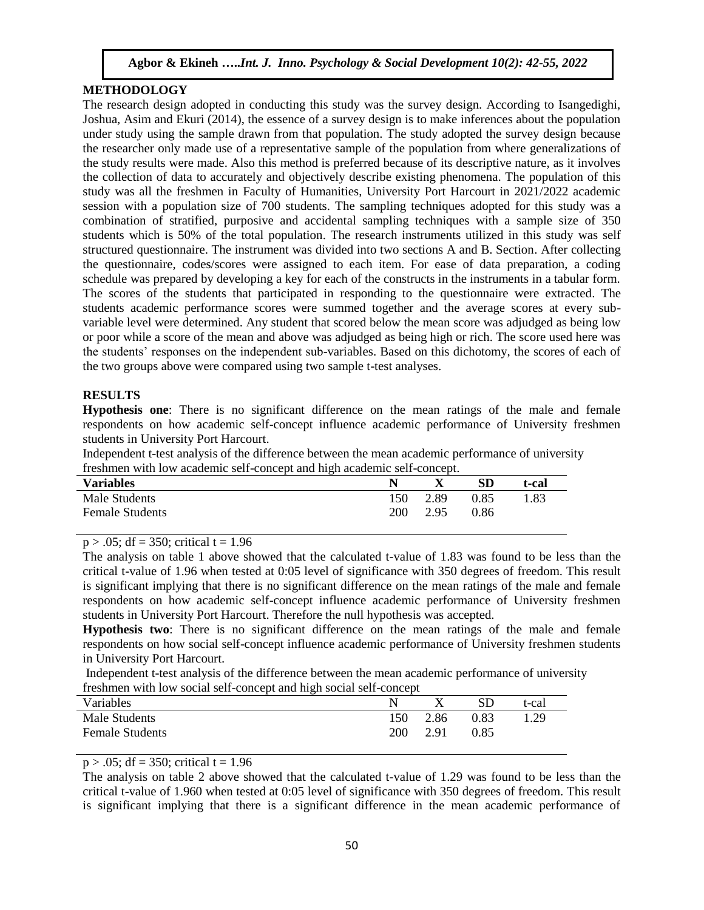## METHODOLOGY

The research design adopted in conducting this study was the survey design. According to Isangedighi, Joshua, Asim and Ekuri (2014), the essence of a survey design is to make inferences about the population under study using the sample drawn from that population. The study adopted the survey design because the researcher only made use of a representative sample of the population from where generalizations of the study results were made. Also this method is preferred because of its descriptive nature, as it involves the collection of data to accurately and objectively describe existing phenomena. The population of this study was all the freshmen in Faculty of Humanities, University Port Harcourt in 2021/2022 academic session with a population size of 700 students. The sampling techniques adopted for this study was a combination of stratified, purposive and accidental sampling techniques with a sample size of 350 students which is 50% of the total population. The research instruments utilized in this study was self structured questionnaire. The instrument was divided into two sections A and B. Section. After collecting the questionnaire, codes/scores were assigned to each item. For ease of data preparation, a coding schedule was prepared by developing a key for each of the constructs in the instruments in a tabular form. The scores of the students that participated in responding to the questionnaire were extracted. The students academic performance scores were summed together and the average scores at every sub-variable level were determined. Any student that scored below the mean score was adjudged as being low or poor while a score of the mean and above was adjudged as being high or rich. The score used here was the students' responses on the independent sub-variables. Based on this dichotomy, the scores of each of the two groups above were compared using two sample t-test analyses.

## RESULTS

**Hypothesis one**: There is no significant difference on the mean ratings of the male and female respondents on how academic self-concept influence academic performance of University freshmen students in University Port Harcourt.

Independent t-test analysis of the difference between the mean academic performance of university freshmen with low academic self-concept and high academic self-concept.

| **Variables** | **N** | **X** | **SD** | **t-cal** |
|---|---|---|---|---|
| Male Students | 150 | 2.89 | 0.85 | 1.83 |
| Female Students | 200 | 2.95 | 0.86 | |

$p > .05$; df = 350; critical t = 1.96

The analysis on table 1 above showed that the calculated t-value of 1.83 was found to be less than the critical t-value of 1.96 when tested at 0:05 level of significance with 350 degrees of freedom. This result is significant implying that there is no significant difference on the mean ratings of the male and female respondents on how academic self-concept influence academic performance of University freshmen students in University Port Harcourt. Therefore the null hypothesis was accepted.

**Hypothesis two**: There is no significant difference on the mean ratings of the male and female respondents on how social self-concept influence academic performance of University freshmen students in University Port Harcourt.

Independent t-test analysis of the difference between the mean academic performance of university freshmen with low social self-concept and high social self-concept

| Variables | N | X | SD | t-cal |
|---|---|---|---|---|
| Male Students | 150 | 2.86 | 0.83 | 1.29 |
| Female Students | 200 | 2.91 | 0.85 | |

$p > .05$; df = 350; critical t = 1.96

The analysis on table 2 above showed that the calculated t-value of 1.29 was found to be less than the critical t-value of 1.960 when tested at 0:05 level of significance with 350 degrees of freedom. This result is significant implying that there is a significant difference in the mean academic performance of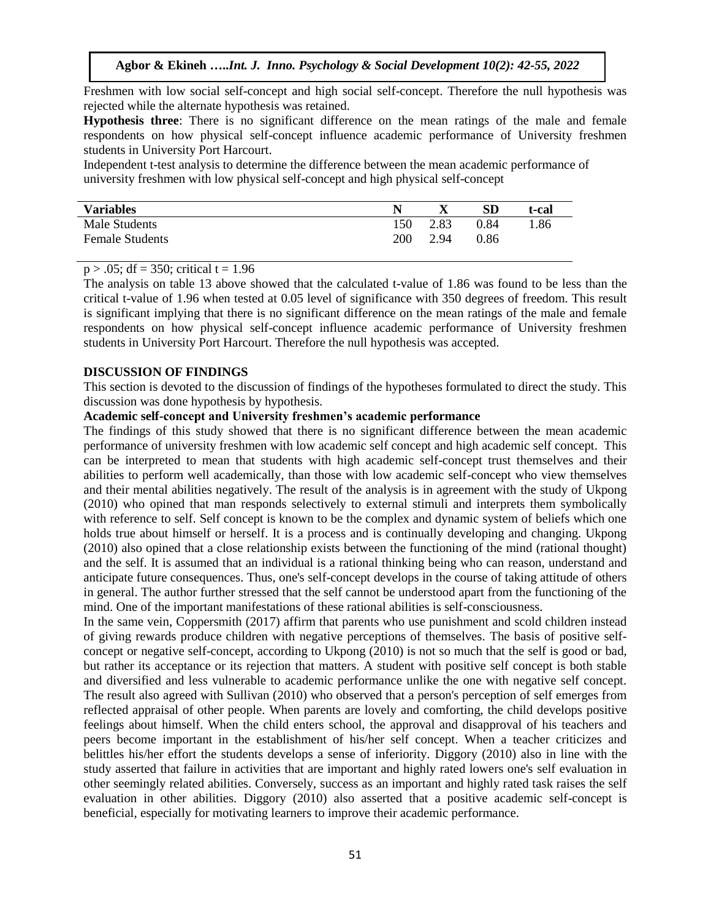Freshmen with low social self-concept and high social self-concept. Therefore the null hypothesis was rejected while the alternate hypothesis was retained.

**Hypothesis three**: There is no significant difference on the mean ratings of the male and female respondents on how physical self-concept influence academic performance of University freshmen students in University Port Harcourt.

Independent t-test analysis to determine the difference between the mean academic performance of university freshmen with low physical self-concept and high physical self-concept

| Variables | N | X | SD | t-cal |
|---|---|---|---|---|
| Male Students | 150 | 2.83 | 0.84 | 1.86 |
| Female Students | 200 | 2.94 | 0.86 | |

$p > .05$; df = 350; critical t = 1.96

The analysis on table 13 above showed that the calculated t-value of 1.86 was found to be less than the critical t-value of 1.96 when tested at 0.05 level of significance with 350 degrees of freedom. This result is significant implying that there is no significant difference on the mean ratings of the male and female respondents on how physical self-concept influence academic performance of University freshmen students in University Port Harcourt. Therefore the null hypothesis was accepted.

## DISCUSSION OF FINDINGS

This section is devoted to the discussion of findings of the hypotheses formulated to direct the study. This discussion was done hypothesis by hypothesis.

### Academic self-concept and University freshmen's academic performance

The findings of this study showed that there is no significant difference between the mean academic performance of university freshmen with low academic self concept and high academic self concept. This can be interpreted to mean that students with high academic self-concept trust themselves and their abilities to perform well academically, than those with low academic self-concept who view themselves and their mental abilities negatively. The result of the analysis is in agreement with the study of Ukpong (2010) who opined that man responds selectively to external stimuli and interprets them symbolically with reference to self. Self concept is known to be the complex and dynamic system of beliefs which one holds true about himself or herself. It is a process and is continually developing and changing. Ukpong (2010) also opined that a close relationship exists between the functioning of the mind (rational thought) and the self. It is assumed that an individual is a rational thinking being who can reason, understand and anticipate future consequences. Thus, one's self-concept develops in the course of taking attitude of others in general. The author further stressed that the self cannot be understood apart from the functioning of the mind. One of the important manifestations of these rational abilities is self-consciousness.

In the same vein, Coppersmith (2017) affirm that parents who use punishment and scold children instead of giving rewards produce children with negative perceptions of themselves. The basis of positive self-concept or negative self-concept, according to Ukpong (2010) is not so much that the self is good or bad, but rather its acceptance or its rejection that matters. A student with positive self concept is both stable and diversified and less vulnerable to academic performance unlike the one with negative self concept. The result also agreed with Sullivan (2010) who observed that a person's perception of self emerges from reflected appraisal of other people. When parents are lovely and comforting, the child develops positive feelings about himself. When the child enters school, the approval and disapproval of his teachers and peers become important in the establishment of his/her self concept. When a teacher criticizes and belittles his/her effort the students develops a sense of inferiority. Diggory (2010) also in line with the study asserted that failure in activities that are important and highly rated lowers one's self evaluation in other seemingly related abilities. Conversely, success as an important and highly rated task raises the self evaluation in other abilities. Diggory (2010) also asserted that a positive academic self-concept is beneficial, especially for motivating learners to improve their academic performance.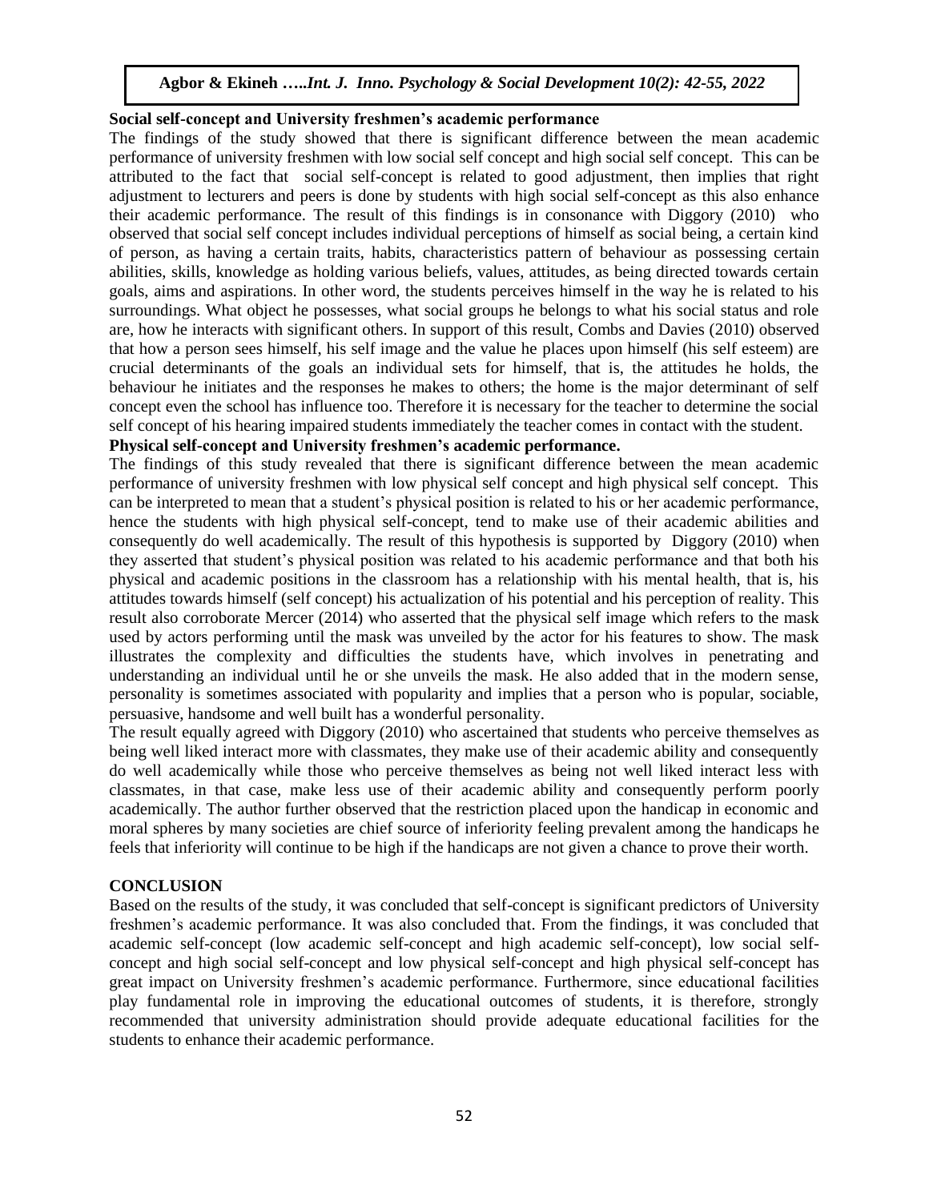**Social self-concept and University freshmen's academic performance**

The findings of the study showed that there is significant difference between the mean academic performance of university freshmen with low social self concept and high social self concept. This can be attributed to the fact that social self-concept is related to good adjustment, then implies that right adjustment to lecturers and peers is done by students with high social self-concept as this also enhance their academic performance. The result of this findings is in consonance with Diggory (2010) who observed that social self concept includes individual perceptions of himself as social being, a certain kind of person, as having a certain traits, habits, characteristics pattern of behaviour as possessing certain abilities, skills, knowledge as holding various beliefs, values, attitudes, as being directed towards certain goals, aims and aspirations. In other word, the students perceives himself in the way he is related to his surroundings. What object he possesses, what social groups he belongs to what his social status and role are, how he interacts with significant others. In support of this result, Combs and Davies (2010) observed that how a person sees himself, his self image and the value he places upon himself (his self esteem) are crucial determinants of the goals an individual sets for himself, that is, the attitudes he holds, the behaviour he initiates and the responses he makes to others; the home is the major determinant of self concept even the school has influence too. Therefore it is necessary for the teacher to determine the social self concept of his hearing impaired students immediately the teacher comes in contact with the student.

**Physical self-concept and University freshmen's academic performance.**

The findings of this study revealed that there is significant difference between the mean academic performance of university freshmen with low physical self concept and high physical self concept. This can be interpreted to mean that a student's physical position is related to his or her academic performance, hence the students with high physical self-concept, tend to make use of their academic abilities and consequently do well academically. The result of this hypothesis is supported by Diggory (2010) when they asserted that student's physical position was related to his academic performance and that both his physical and academic positions in the classroom has a relationship with his mental health, that is, his attitudes towards himself (self concept) his actualization of his potential and his perception of reality. This result also corroborate Mercer (2014) who asserted that the physical self image which refers to the mask used by actors performing until the mask was unveiled by the actor for his features to show. The mask illustrates the complexity and difficulties the students have, which involves in penetrating and understanding an individual until he or she unveils the mask. He also added that in the modern sense, personality is sometimes associated with popularity and implies that a person who is popular, sociable, persuasive, handsome and well built has a wonderful personality.

The result equally agreed with Diggory (2010) who ascertained that students who perceive themselves as being well liked interact more with classmates, they make use of their academic ability and consequently do well academically while those who perceive themselves as being not well liked interact less with classmates, in that case, make less use of their academic ability and consequently perform poorly academically. The author further observed that the restriction placed upon the handicap in economic and moral spheres by many societies are chief source of inferiority feeling prevalent among the handicaps he feels that inferiority will continue to be high if the handicaps are not given a chance to prove their worth.

## CONCLUSION

Based on the results of the study, it was concluded that self-concept is significant predictors of University freshmen's academic performance. It was also concluded that. From the findings, it was concluded that academic self-concept (low academic self-concept and high academic self-concept), low social self-concept and high social self-concept and low physical self-concept and high physical self-concept has great impact on University freshmen's academic performance. Furthermore, since educational facilities play fundamental role in improving the educational outcomes of students, it is therefore, strongly recommended that university administration should provide adequate educational facilities for the students to enhance their academic performance.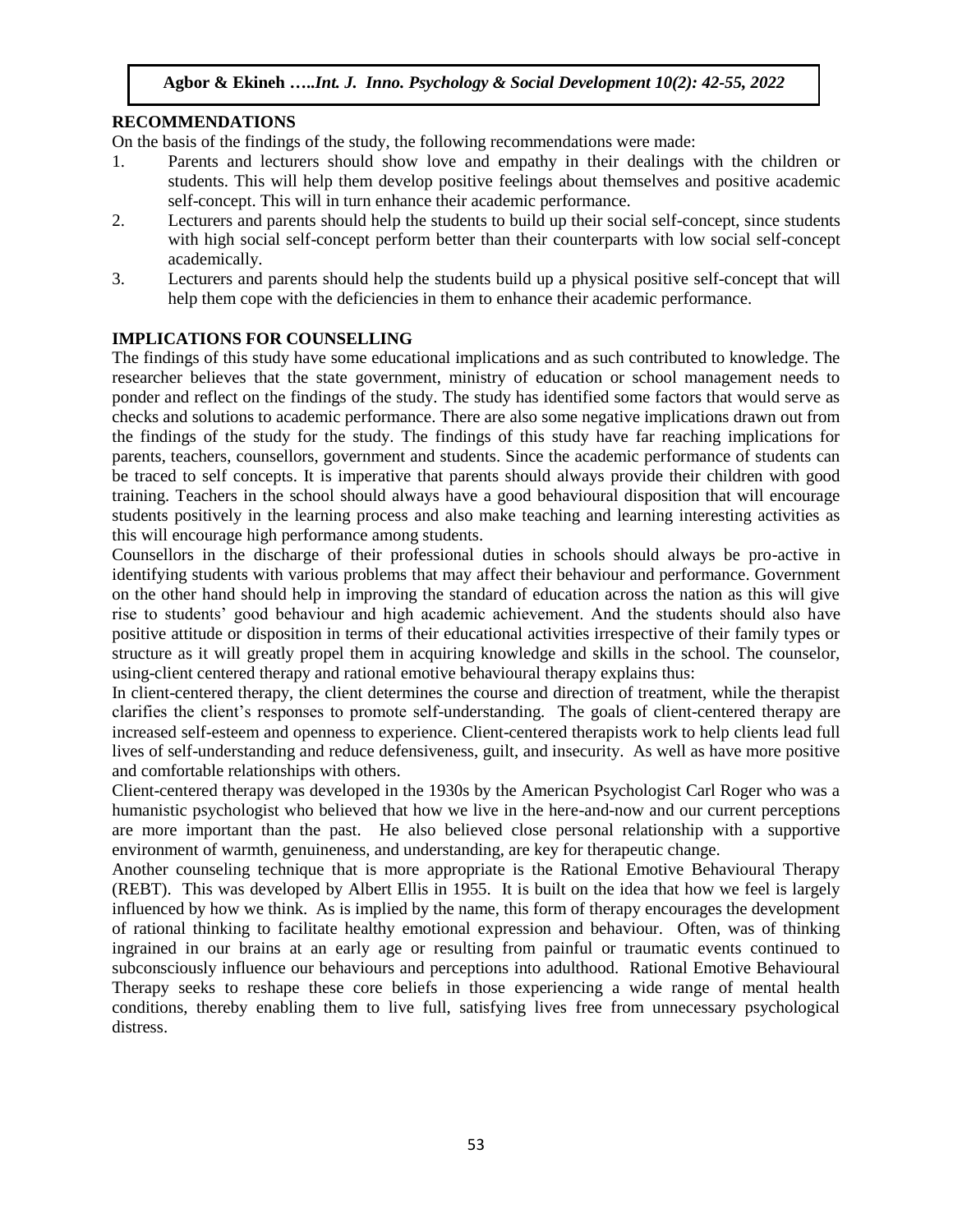## RECOMMENDATIONS

On the basis of the findings of the study, the following recommendations were made:

1. Parents and lecturers should show love and empathy in their dealings with the children or students. This will help them develop positive feelings about themselves and positive academic self-concept. This will in turn enhance their academic performance.
2. Lecturers and parents should help the students to build up their social self-concept, since students with high social self-concept perform better than their counterparts with low social self-concept academically.
3. Lecturers and parents should help the students build up a physical positive self-concept that will help them cope with the deficiencies in them to enhance their academic performance.

## IMPLICATIONS FOR COUNSELLING

The findings of this study have some educational implications and as such contributed to knowledge. The researcher believes that the state government, ministry of education or school management needs to ponder and reflect on the findings of the study. The study has identified some factors that would serve as checks and solutions to academic performance. There are also some negative implications drawn out from the findings of the study for the study. The findings of this study have far reaching implications for parents, teachers, counsellors, government and students. Since the academic performance of students can be traced to self concepts. It is imperative that parents should always provide their children with good training. Teachers in the school should always have a good behavioural disposition that will encourage students positively in the learning process and also make teaching and learning interesting activities as this will encourage high performance among students.

Counsellors in the discharge of their professional duties in schools should always be pro-active in identifying students with various problems that may affect their behaviour and performance. Government on the other hand should help in improving the standard of education across the nation as this will give rise to students' good behaviour and high academic achievement. And the students should also have positive attitude or disposition in terms of their educational activities irrespective of their family types or structure as it will greatly propel them in acquiring knowledge and skills in the school. The counselor, using-client centered therapy and rational emotive behavioural therapy explains thus:

In client-centered therapy, the client determines the course and direction of treatment, while the therapist clarifies the client's responses to promote self-understanding. The goals of client-centered therapy are increased self-esteem and openness to experience. Client-centered therapists work to help clients lead full lives of self-understanding and reduce defensiveness, guilt, and insecurity. As well as have more positive and comfortable relationships with others.

Client-centered therapy was developed in the 1930s by the American Psychologist Carl Roger who was a humanistic psychologist who believed that how we live in the here-and-now and our current perceptions are more important than the past. He also believed close personal relationship with a supportive environment of warmth, genuineness, and understanding, are key for therapeutic change.

Another counseling technique that is more appropriate is the Rational Emotive Behavioural Therapy (REBT). This was developed by Albert Ellis in 1955. It is built on the idea that how we feel is largely influenced by how we think. As is implied by the name, this form of therapy encourages the development of rational thinking to facilitate healthy emotional expression and behaviour. Often, was of thinking ingrained in our brains at an early age or resulting from painful or traumatic events continued to subconsciously influence our behaviours and perceptions into adulthood. Rational Emotive Behavioural Therapy seeks to reshape these core beliefs in those experiencing a wide range of mental health conditions, thereby enabling them to live full, satisfying lives free from unnecessary psychological distress.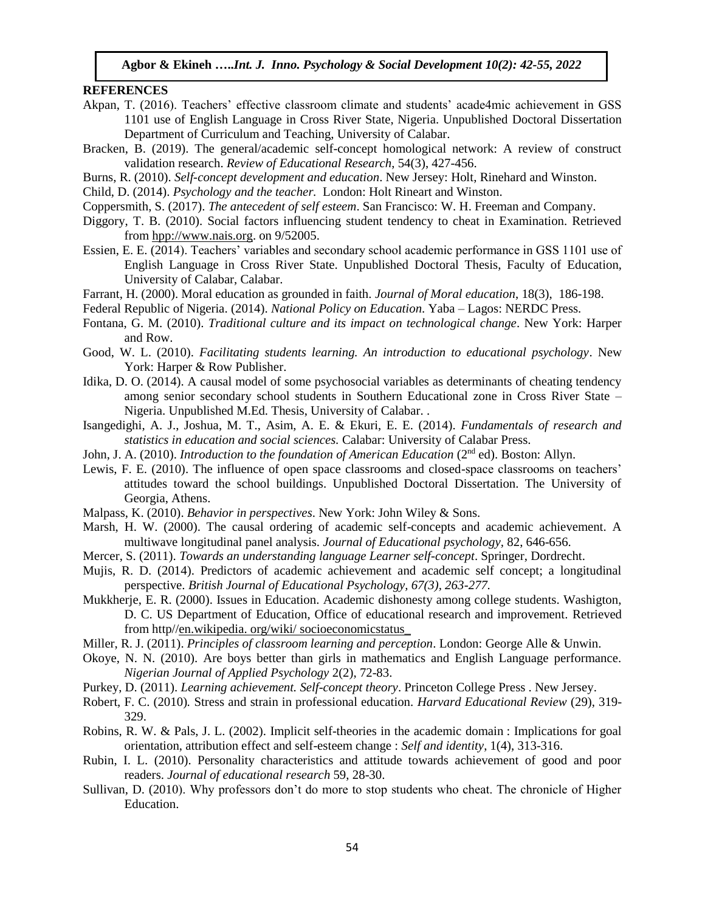**REFERENCES**

Akpan, T. (2016). Teachers' effective classroom climate and students' acade4mic achievement in GSS 1101 use of English Language in Cross River State, Nigeria. Unpublished Doctoral Dissertation Department of Curriculum and Teaching, University of Calabar.

Bracken, B. (2019). The general/academic self-concept homological network: A review of construct validation research. *Review of Educational Research*, 54(3), 427-456.

Burns, R. (2010). *Self-concept development and education*. New Jersey: Holt, Rinehard and Winston.

Child, D. (2014). *Psychology and the teacher.* London: Holt Rineart and Winston.

Coppersmith, S. (2017). *The antecedent of self esteem*. San Francisco: W. H. Freeman and Company.

Diggory, T. B. (2010). Social factors influencing student tendency to cheat in Examination. Retrieved from hpp://www.nais.org. on 9/52005.

Essien, E. E. (2014). Teachers' variables and secondary school academic performance in GSS 1101 use of English Language in Cross River State. Unpublished Doctoral Thesis, Faculty of Education, University of Calabar, Calabar.

Farrant, H. (2000). Moral education as grounded in faith. *Journal of Moral education*, 18(3), 186-198.

Federal Republic of Nigeria. (2014). *National Policy on Education*. Yaba – Lagos: NERDC Press.

Fontana, G. M. (2010). *Traditional culture and its impact on technological change*. New York: Harper and Row.

Good, W. L. (2010). *Facilitating students learning. An introduction to educational psychology*. New York: Harper & Row Publisher.

Idika, D. O. (2014). A causal model of some psychosocial variables as determinants of cheating tendency among senior secondary school students in Southern Educational zone in Cross River State – Nigeria. Unpublished M.Ed. Thesis, University of Calabar. .

Isangedighi, A. J., Joshua, M. T., Asim, A. E. & Ekuri, E. E. (2014). *Fundamentals of research and statistics in education and social sciences.* Calabar: University of Calabar Press.

John, J. A. (2010). *Introduction to the foundation of American Education* (2nd ed). Boston: Allyn.

Lewis, F. E. (2010). The influence of open space classrooms and closed-space classrooms on teachers' attitudes toward the school buildings. Unpublished Doctoral Dissertation. The University of Georgia, Athens.

Malpass, K. (2010). *Behavior in perspectives*. New York: John Wiley & Sons.

Marsh, H. W. (2000). The causal ordering of academic self-concepts and academic achievement. A multiwave longitudinal panel analysis. *Journal of Educational psychology*, 82, 646-656.

Mercer, S. (2011). *Towards an understanding language Learner self-concept*. Springer, Dordrecht.

Mujis, R. D. (2014). Predictors of academic achievement and academic self concept; a longitudinal perspective. *British Journal of Educational Psychology, 67(3), 263-277.*

Mukkherje, E. R. (2000). Issues in Education. Academic dishonesty among college students. Washigton, D. C. US Department of Education, Office of educational research and improvement. Retrieved from http//en.wikipedia. org/wiki/ socioeconomicstatus_

Miller, R. J. (2011). *Principles of classroom learning and perception*. London: George Alle & Unwin.

Okoye, N. N. (2010). Are boys better than girls in mathematics and English Language performance. *Nigerian Journal of Applied Psychology* 2(2), 72-83.

Purkey, D. (2011). *Learning achievement. Self-concept theory*. Princeton College Press . New Jersey.

Robert, F. C. (2010)*.* Stress and strain in professional education. *Harvard Educational Review* (29), 319-329.

Robins, R. W. & Pals, J. L. (2002). Implicit self-theories in the academic domain : Implications for goal orientation, attribution effect and self-esteem change : *Self and identity*, 1(4), 313-316.

Rubin, I. L. (2010). Personality characteristics and attitude towards achievement of good and poor readers. *Journal of educational research* 59, 28-30.

Sullivan, D. (2010). Why professors don't do more to stop students who cheat. The chronicle of Higher Education.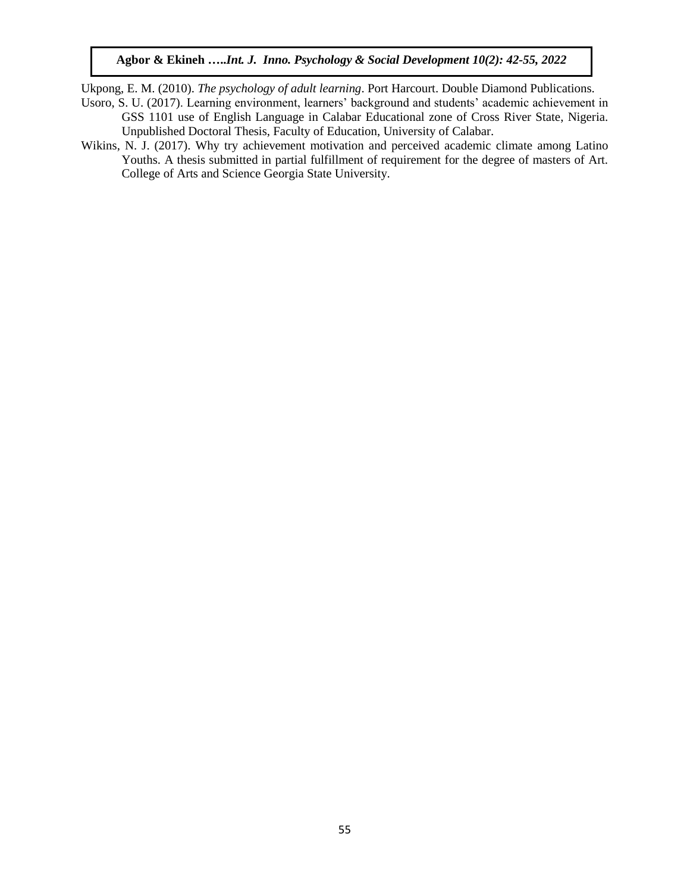Ukpong, E. M. (2010). *The psychology of adult learning*. Port Harcourt. Double Diamond Publications.

Usoro, S. U. (2017). Learning environment, learners' background and students' academic achievement in GSS 1101 use of English Language in Calabar Educational zone of Cross River State, Nigeria. Unpublished Doctoral Thesis, Faculty of Education, University of Calabar.

Wikins, N. J. (2017). Why try achievement motivation and perceived academic climate among Latino Youths. A thesis submitted in partial fulfillment of requirement for the degree of masters of Art. College of Arts and Science Georgia State University.